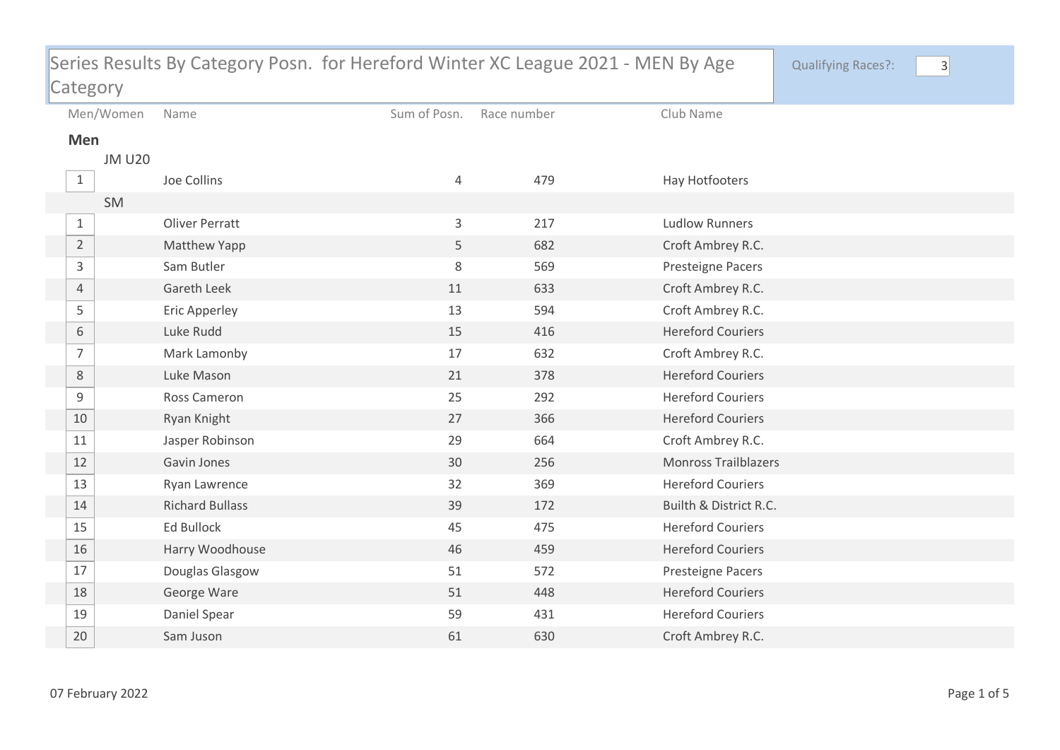# Series Results By Category Posn. for Hereford Winter XC League 2021 - MEN By Age Category

Qualifying Races?: 3

| Men/Women | Name | Sum of Posn. | Race number | Club Name |
|---|---|---|---|---|
| **Men** | | | | |
| JM U20 | | | | |
| 1 | Joe Collins | 4 | 479 | Hay Hotfooters |
| SM | | | | |
| 1 | Oliver Perratt | 3 | 217 | Ludlow Runners |
| 2 | Matthew Yapp | 5 | 682 | Croft Ambrey R.C. |
| 3 | Sam Butler | 8 | 569 | Presteigne Pacers |
| 4 | Gareth Leek | 11 | 633 | Croft Ambrey R.C. |
| 5 | Eric Apperley | 13 | 594 | Croft Ambrey R.C. |
| 6 | Luke Rudd | 15 | 416 | Hereford Couriers |
| 7 | Mark Lamonby | 17 | 632 | Croft Ambrey R.C. |
| 8 | Luke Mason | 21 | 378 | Hereford Couriers |
| 9 | Ross Cameron | 25 | 292 | Hereford Couriers |
| 10 | Ryan Knight | 27 | 366 | Hereford Couriers |
| 11 | Jasper Robinson | 29 | 664 | Croft Ambrey R.C. |
| 12 | Gavin Jones | 30 | 256 | Monross Trailblazers |
| 13 | Ryan Lawrence | 32 | 369 | Hereford Couriers |
| 14 | Richard Bullass | 39 | 172 | Builth & District R.C. |
| 15 | Ed Bullock | 45 | 475 | Hereford Couriers |
| 16 | Harry Woodhouse | 46 | 459 | Hereford Couriers |
| 17 | Douglas Glasgow | 51 | 572 | Presteigne Pacers |
| 18 | George Ware | 51 | 448 | Hereford Couriers |
| 19 | Daniel Spear | 59 | 431 | Hereford Couriers |
| 20 | Sam Juson | 61 | 630 | Croft Ambrey R.C. |

07 February 2022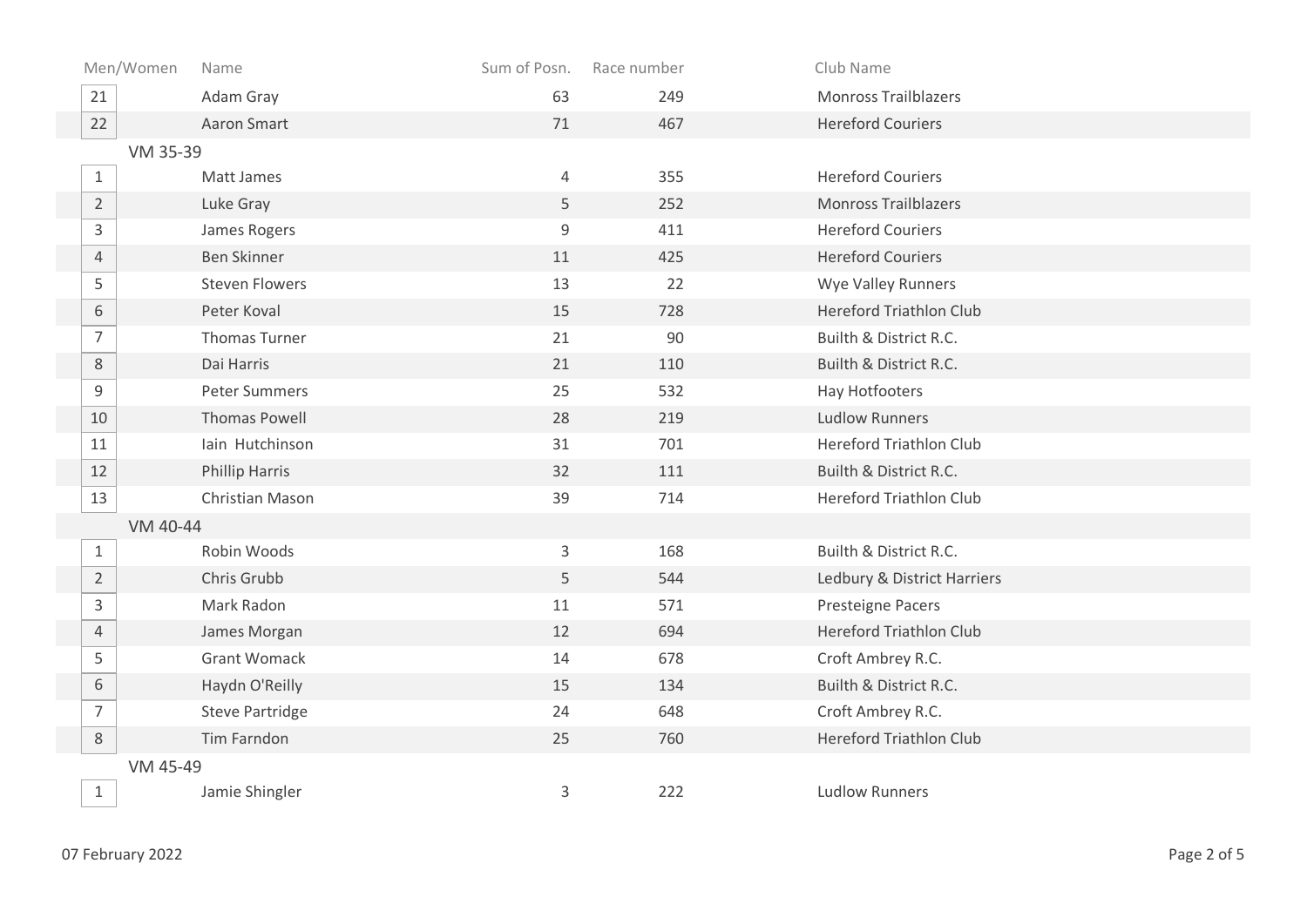| Men/Women | Name | Sum of Posn. | Race number | Club Name |
| --- | --- | --- | --- | --- |
| 21 | Adam Gray | 63 | 249 | Monross Trailblazers |
| 22 | Aaron Smart | 71 | 467 | Hereford Couriers |
| **VM 35-39** | | | | |
| 1 | Matt James | 4 | 355 | Hereford Couriers |
| 2 | Luke Gray | 5 | 252 | Monross Trailblazers |
| 3 | James Rogers | 9 | 411 | Hereford Couriers |
| 4 | Ben Skinner | 11 | 425 | Hereford Couriers |
| 5 | Steven Flowers | 13 | 22 | Wye Valley Runners |
| 6 | Peter Koval | 15 | 728 | Hereford Triathlon Club |
| 7 | Thomas Turner | 21 | 90 | Builth & District R.C. |
| 8 | Dai Harris | 21 | 110 | Builth & District R.C. |
| 9 | Peter Summers | 25 | 532 | Hay Hotfooters |
| 10 | Thomas Powell | 28 | 219 | Ludlow Runners |
| 11 | Iain Hutchinson | 31 | 701 | Hereford Triathlon Club |
| 12 | Phillip Harris | 32 | 111 | Builth & District R.C. |
| 13 | Christian Mason | 39 | 714 | Hereford Triathlon Club |
| **VM 40-44** | | | | |
| 1 | Robin Woods | 3 | 168 | Builth & District R.C. |
| 2 | Chris Grubb | 5 | 544 | Ledbury & District Harriers |
| 3 | Mark Radon | 11 | 571 | Presteigne Pacers |
| 4 | James Morgan | 12 | 694 | Hereford Triathlon Club |
| 5 | Grant Womack | 14 | 678 | Croft Ambrey R.C. |
| 6 | Haydn O'Reilly | 15 | 134 | Builth & District R.C. |
| 7 | Steve Partridge | 24 | 648 | Croft Ambrey R.C. |
| 8 | Tim Farndon | 25 | 760 | Hereford Triathlon Club |
| **VM 45-49** | | | | |
| 1 | Jamie Shingler | 3 | 222 | Ludlow Runners |

07 February 2022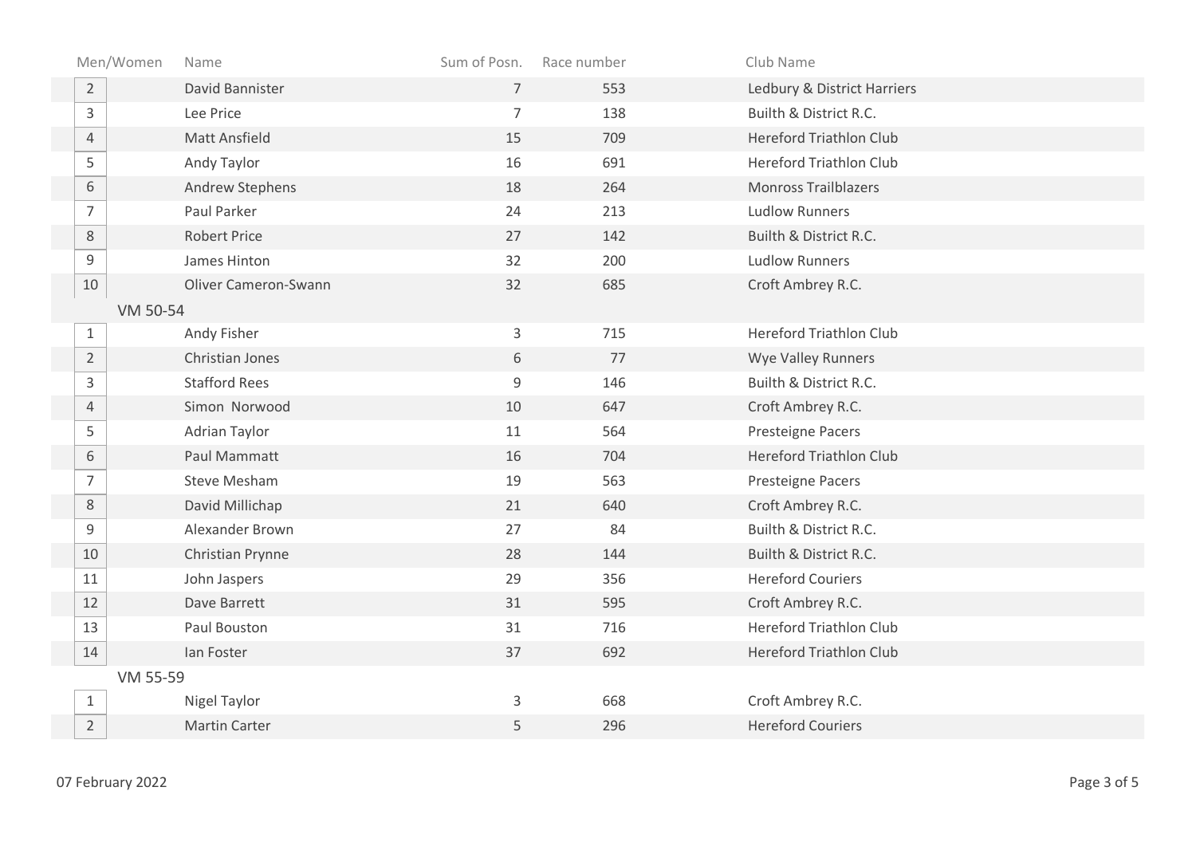| Men/Women | Name | Sum of Posn. | Race number | Club Name |
|---|---|---|---|---|
| 2 | David Bannister | 7 | 553 | Ledbury & District Harriers |
| 3 | Lee Price | 7 | 138 | Builth & District R.C. |
| 4 | Matt Ansfield | 15 | 709 | Hereford Triathlon Club |
| 5 | Andy Taylor | 16 | 691 | Hereford Triathlon Club |
| 6 | Andrew Stephens | 18 | 264 | Monross Trailblazers |
| 7 | Paul Parker | 24 | 213 | Ludlow Runners |
| 8 | Robert Price | 27 | 142 | Builth & District R.C. |
| 9 | James Hinton | 32 | 200 | Ludlow Runners |
| 10 | Oliver Cameron-Swann | 32 | 685 | Croft Ambrey R.C. |
| VM 50-54 | | | | |
| 1 | Andy Fisher | 3 | 715 | Hereford Triathlon Club |
| 2 | Christian Jones | 6 | 77 | Wye Valley Runners |
| 3 | Stafford Rees | 9 | 146 | Builth & District R.C. |
| 4 | Simon Norwood | 10 | 647 | Croft Ambrey R.C. |
| 5 | Adrian Taylor | 11 | 564 | Presteigne Pacers |
| 6 | Paul Mammatt | 16 | 704 | Hereford Triathlon Club |
| 7 | Steve Mesham | 19 | 563 | Presteigne Pacers |
| 8 | David Millichap | 21 | 640 | Croft Ambrey R.C. |
| 9 | Alexander Brown | 27 | 84 | Builth & District R.C. |
| 10 | Christian Prynne | 28 | 144 | Builth & District R.C. |
| 11 | John Jaspers | 29 | 356 | Hereford Couriers |
| 12 | Dave Barrett | 31 | 595 | Croft Ambrey R.C. |
| 13 | Paul Bouston | 31 | 716 | Hereford Triathlon Club |
| 14 | Ian Foster | 37 | 692 | Hereford Triathlon Club |
| VM 55-59 | | | | |
| 1 | Nigel Taylor | 3 | 668 | Croft Ambrey R.C. |
| 2 | Martin Carter | 5 | 296 | Hereford Couriers |

07 February 2022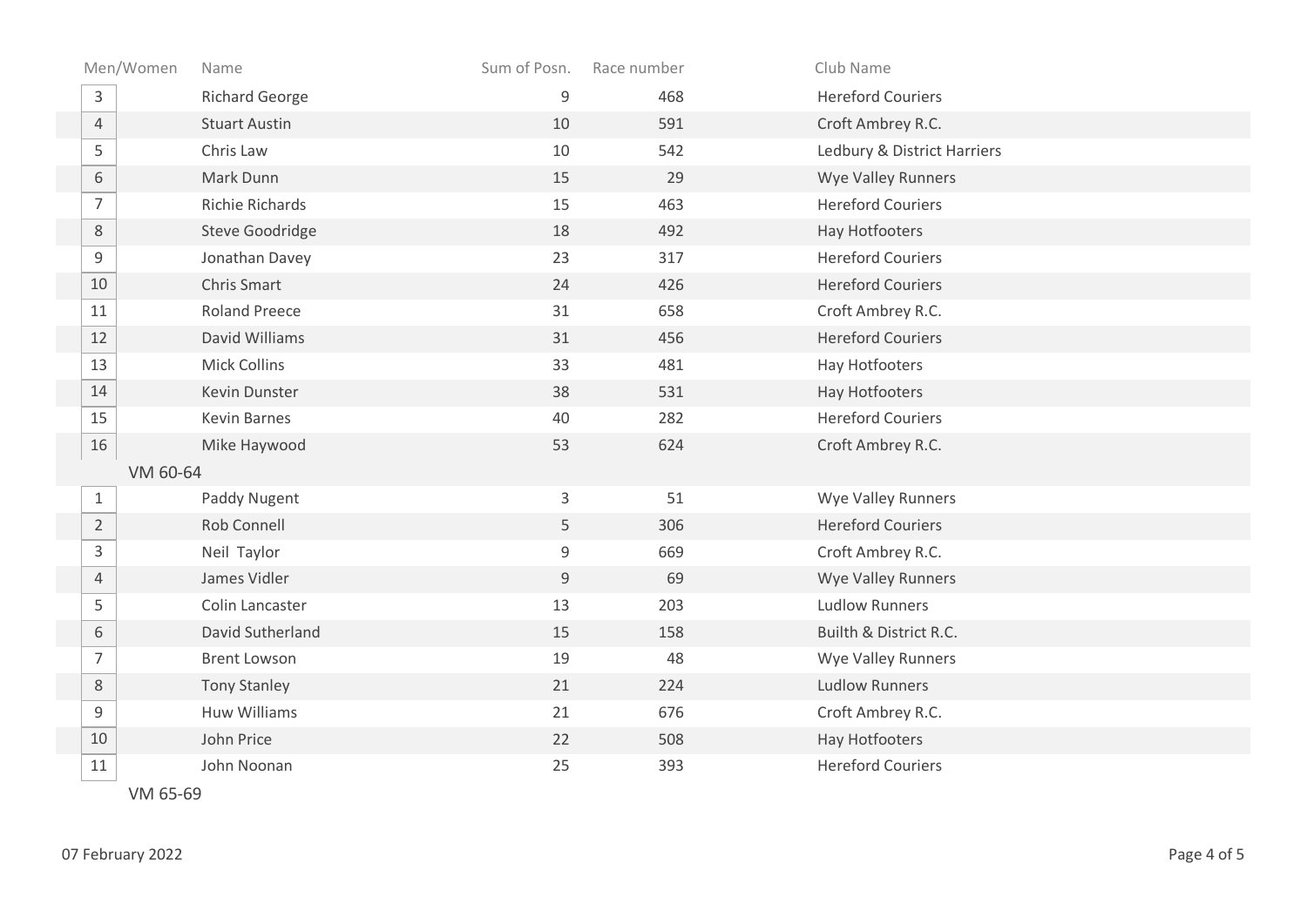| Men/Women | Name | Sum of Posn. | Race number | Club Name |
|---|---|---|---|---|
| 3 | Richard George | 9 | 468 | Hereford Couriers |
| 4 | Stuart Austin | 10 | 591 | Croft Ambrey R.C. |
| 5 | Chris Law | 10 | 542 | Ledbury & District Harriers |
| 6 | Mark Dunn | 15 | 29 | Wye Valley Runners |
| 7 | Richie Richards | 15 | 463 | Hereford Couriers |
| 8 | Steve Goodridge | 18 | 492 | Hay Hotfooters |
| 9 | Jonathan Davey | 23 | 317 | Hereford Couriers |
| 10 | Chris Smart | 24 | 426 | Hereford Couriers |
| 11 | Roland Preece | 31 | 658 | Croft Ambrey R.C. |
| 12 | David Williams | 31 | 456 | Hereford Couriers |
| 13 | Mick Collins | 33 | 481 | Hay Hotfooters |
| 14 | Kevin Dunster | 38 | 531 | Hay Hotfooters |
| 15 | Kevin Barnes | 40 | 282 | Hereford Couriers |
| 16 | Mike Haywood | 53 | 624 | Croft Ambrey R.C. |
| VM 60-64 | | | | |
| 1 | Paddy Nugent | 3 | 51 | Wye Valley Runners |
| 2 | Rob Connell | 5 | 306 | Hereford Couriers |
| 3 | Neil Taylor | 9 | 669 | Croft Ambrey R.C. |
| 4 | James Vidler | 9 | 69 | Wye Valley Runners |
| 5 | Colin Lancaster | 13 | 203 | Ludlow Runners |
| 6 | David Sutherland | 15 | 158 | Builth & District R.C. |
| 7 | Brent Lowson | 19 | 48 | Wye Valley Runners |
| 8 | Tony Stanley | 21 | 224 | Ludlow Runners |
| 9 | Huw Williams | 21 | 676 | Croft Ambrey R.C. |
| 10 | John Price | 22 | 508 | Hay Hotfooters |
| 11 | John Noonan | 25 | 393 | Hereford Couriers |
| VM 65-69 | | | | |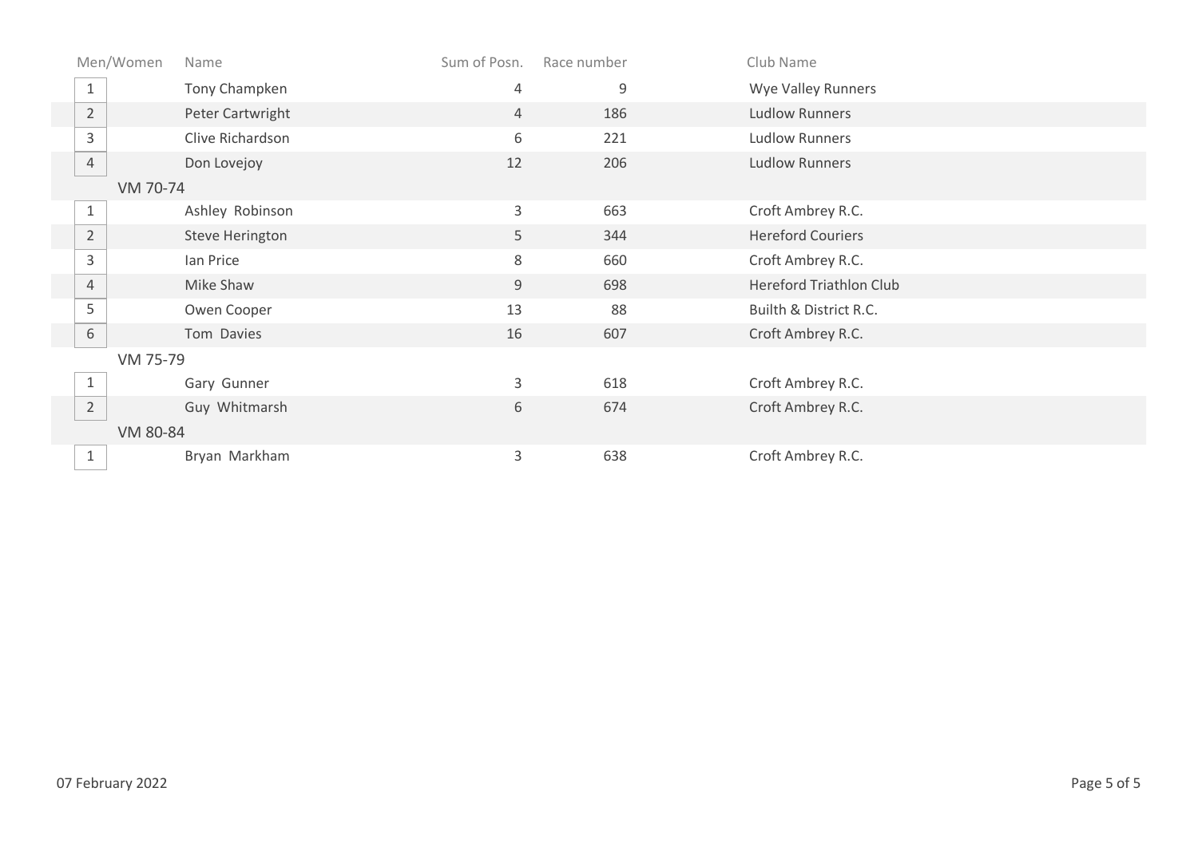| Men/Women | Name | Sum of Posn. | Race number | Club Name |
|---|---|---|---|---|
| 1 | Tony Champken | 4 | 9 | Wye Valley Runners |
| 2 | Peter Cartwright | 4 | 186 | Ludlow Runners |
| 3 | Clive Richardson | 6 | 221 | Ludlow Runners |
| 4 | Don Lovejoy | 12 | 206 | Ludlow Runners |
| VM 70-74 | | | | |
| 1 | Ashley Robinson | 3 | 663 | Croft Ambrey R.C. |
| 2 | Steve Herington | 5 | 344 | Hereford Couriers |
| 3 | Ian Price | 8 | 660 | Croft Ambrey R.C. |
| 4 | Mike Shaw | 9 | 698 | Hereford Triathlon Club |
| 5 | Owen Cooper | 13 | 88 | Builth & District R.C. |
| 6 | Tom Davies | 16 | 607 | Croft Ambrey R.C. |
| VM 75-79 | | | | |
| 1 | Gary Gunner | 3 | 618 | Croft Ambrey R.C. |
| 2 | Guy Whitmarsh | 6 | 674 | Croft Ambrey R.C. |
| VM 80-84 | | | | |
| 1 | Bryan Markham | 3 | 638 | Croft Ambrey R.C. |

07 February 2022